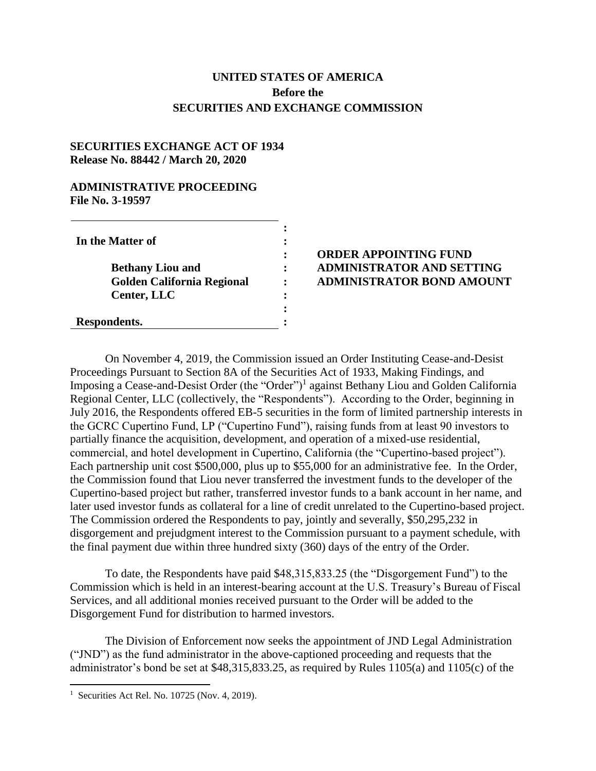**UNITED STATES OF AMERICA**
**Before the**
**SECURITIES AND EXCHANGE COMMISSION**

**SECURITIES EXCHANGE ACT OF 1934**
**Release No. 88442 / March 20, 2020**

**ADMINISTRATIVE PROCEEDING**
**File No. 3-19597**

| | | |
|---|---|---|
| **In the Matter of** | : | |
| | : | **ORDER APPOINTING FUND** |
| **Bethany Liou and** | : | **ADMINISTRATOR AND SETTING** |
| **Golden California Regional** | : | **ADMINISTRATOR BOND AMOUNT** |
| **Center, LLC** | : | |
| | : | |
| **Respondents.** | : | |

On November 4, 2019, the Commission issued an Order Instituting Cease-and-Desist Proceedings Pursuant to Section 8A of the Securities Act of 1933, Making Findings, and Imposing a Cease-and-Desist Order (the "Order")[1] against Bethany Liou and Golden California Regional Center, LLC (collectively, the "Respondents"). According to the Order, beginning in July 2016, the Respondents offered EB-5 securities in the form of limited partnership interests in the GCRC Cupertino Fund, LP ("Cupertino Fund"), raising funds from at least 90 investors to partially finance the acquisition, development, and operation of a mixed-use residential, commercial, and hotel development in Cupertino, California (the "Cupertino-based project"). Each partnership unit cost $500,000, plus up to $55,000 for an administrative fee. In the Order, the Commission found that Liou never transferred the investment funds to the developer of the Cupertino-based project but rather, transferred investor funds to a bank account in her name, and later used investor funds as collateral for a line of credit unrelated to the Cupertino-based project. The Commission ordered the Respondents to pay, jointly and severally, $50,295,232 in disgorgement and prejudgment interest to the Commission pursuant to a payment schedule, with the final payment due within three hundred sixty (360) days of the entry of the Order.

To date, the Respondents have paid $48,315,833.25 (the "Disgorgement Fund") to the Commission which is held in an interest-bearing account at the U.S. Treasury's Bureau of Fiscal Services, and all additional monies received pursuant to the Order will be added to the Disgorgement Fund for distribution to harmed investors.

The Division of Enforcement now seeks the appointment of JND Legal Administration ("JND") as the fund administrator in the above-captioned proceeding and requests that the administrator's bond be set at $48,315,833.25, as required by Rules 1105(a) and 1105(c) of the

[1] Securities Act Rel. No. 10725 (Nov. 4, 2019).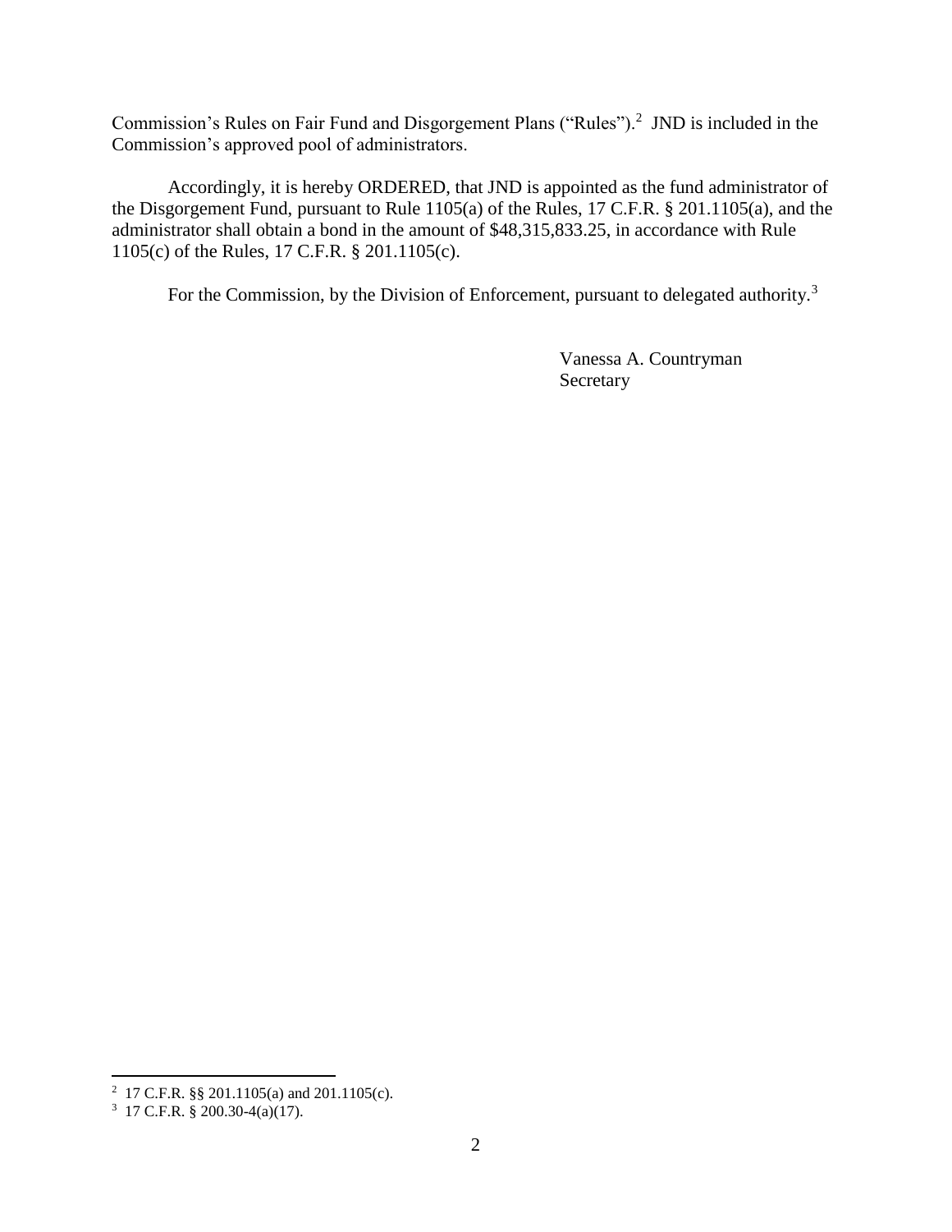Commission's Rules on Fair Fund and Disgorgement Plans ("Rules").[2] JND is included in the Commission's approved pool of administrators.

Accordingly, it is hereby ORDERED, that JND is appointed as the fund administrator of the Disgorgement Fund, pursuant to Rule 1105(a) of the Rules, 17 C.F.R. § 201.1105(a), and the administrator shall obtain a bond in the amount of $48,315,833.25, in accordance with Rule 1105(c) of the Rules, 17 C.F.R. § 201.1105(c).

For the Commission, by the Division of Enforcement, pursuant to delegated authority.[3]

Vanessa A. Countryman
Secretary

---

[2] 17 C.F.R. §§ 201.1105(a) and 201.1105(c).

[3] 17 C.F.R. § 200.30-4(a)(17).